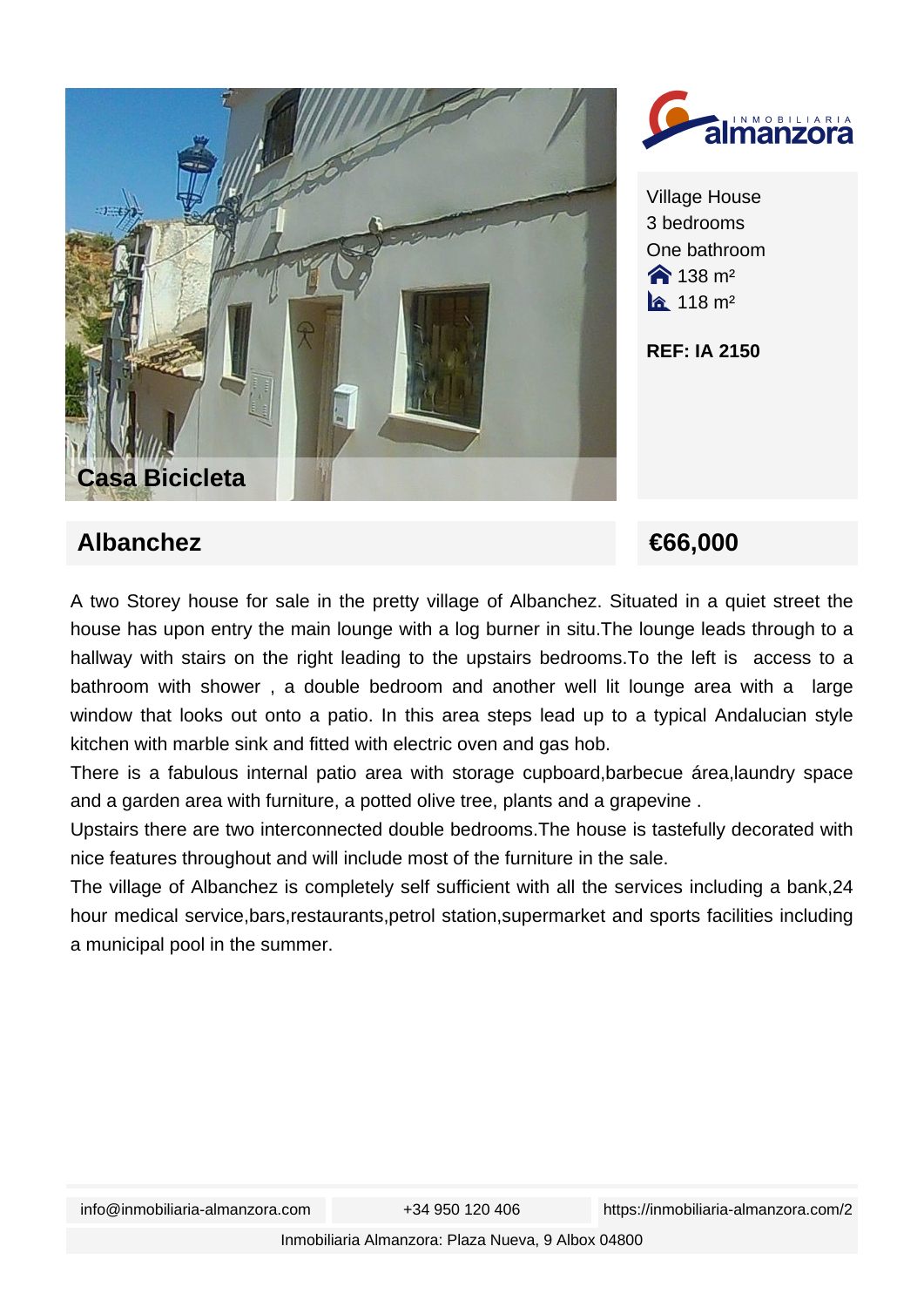## Casa Bicicleta

Village House
3 bedrooms
One bathroom
138 m²
118 m²

**REF: IA 2150**

## Albanchez

## €66,000

A two Storey house for sale in the pretty village of Albanchez. Situated in a quiet street the house has upon entry the main lounge with a log burner in situ.The lounge leads through to a hallway with stairs on the right leading to the upstairs bedrooms.To the left is access to a bathroom with shower , a double bedroom and another well lit lounge area with a large window that looks out onto a patio. In this area steps lead up to a typical Andalucian style kitchen with marble sink and fitted with electric oven and gas hob.

There is a fabulous internal patio area with storage cupboard,barbecue área,laundry space and a garden area with furniture, a potted olive tree, plants and a grapevine .

Upstairs there are two interconnected double bedrooms.The house is tastefully decorated with nice features throughout and will include most of the furniture in the sale.

The village of Albanchez is completely self sufficient with all the services including a bank,24 hour medical service,bars,restaurants,petrol station,supermarket and sports facilities including a municipal pool in the summer.

info@inmobiliaria-almanzora.com | +34 950 120 406 | https://inmobiliaria-almanzora.com/2

Inmobiliaria Almanzora: Plaza Nueva, 9 Albox 04800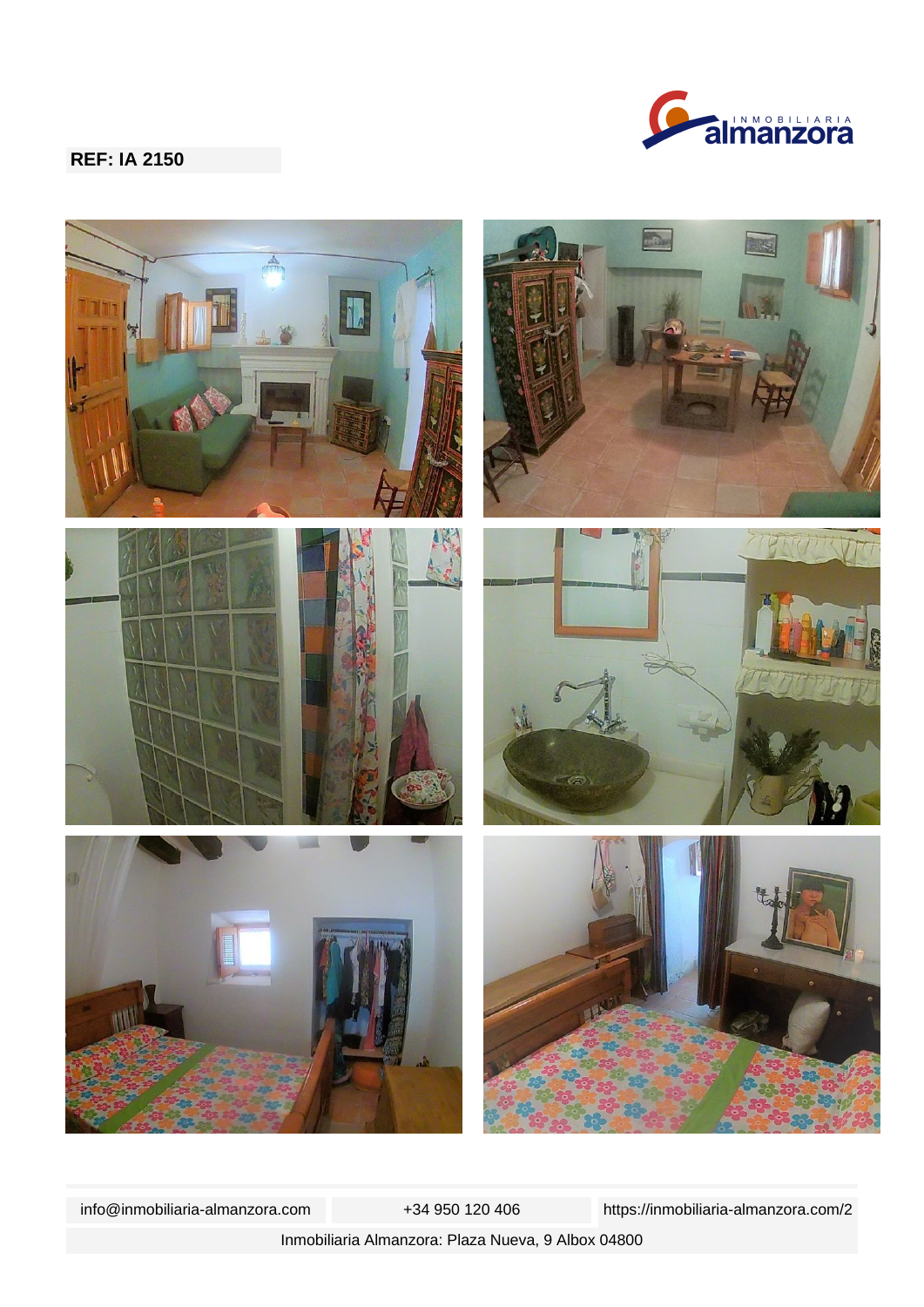**REF: IA 2150**

info@inmobiliaria-almanzora.com | +34 950 120 406 | https://inmobiliaria-almanzora.com/2

Inmobiliaria Almanzora: Plaza Nueva, 9 Albox 04800